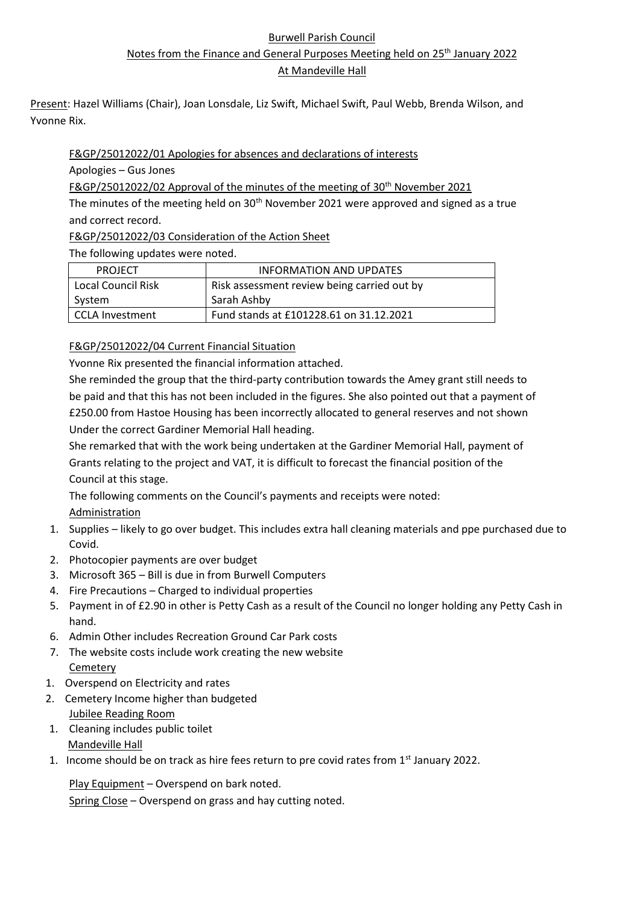Burwell Parish Council

Notes from the Finance and General Purposes Meeting held on 25th January 2022

At Mandeville Hall

Present: Hazel Williams (Chair), Joan Lonsdale, Liz Swift, Michael Swift, Paul Webb, Brenda Wilson, and Yvonne Rix.

F&GP/25012022/01 Apologies for absences and declarations of interests

Apologies – Gus Jones

F&GP/25012022/02 Approval of the minutes of the meeting of 30th November 2021

The minutes of the meeting held on 30th November 2021 were approved and signed as a true and correct record.

F&GP/25012022/03 Consideration of the Action Sheet

The following updates were noted.

| PROJECT | INFORMATION AND UPDATES |
|---|---|
| Local Council Risk System | Risk assessment review being carried out by Sarah Ashby |
| CCLA Investment | Fund stands at £101228.61 on 31.12.2021 |

F&GP/25012022/04 Current Financial Situation

Yvonne Rix presented the financial information attached.

She reminded the group that the third-party contribution towards the Amey grant still needs to be paid and that this has not been included in the figures. She also pointed out that a payment of £250.00 from Hastoe Housing has been incorrectly allocated to general reserves and not shown Under the correct Gardiner Memorial Hall heading.

She remarked that with the work being undertaken at the Gardiner Memorial Hall, payment of Grants relating to the project and VAT, it is difficult to forecast the financial position of the Council at this stage.

The following comments on the Council's payments and receipts were noted:

Administration

1. Supplies – likely to go over budget. This includes extra hall cleaning materials and ppe purchased due to Covid.
2. Photocopier payments are over budget
3. Microsoft 365 – Bill is due in from Burwell Computers
4. Fire Precautions – Charged to individual properties
5. Payment in of £2.90 in other is Petty Cash as a result of the Council no longer holding any Petty Cash in hand.
6. Admin Other includes Recreation Ground Car Park costs
7. The website costs include work creating the new website

Cemetery

1. Overspend on Electricity and rates
2. Cemetery Income higher than budgeted

Jubilee Reading Room

1. Cleaning includes public toilet

Mandeville Hall

1. Income should be on track as hire fees return to pre covid rates from 1st January 2022.

Play Equipment – Overspend on bark noted.

Spring Close – Overspend on grass and hay cutting noted.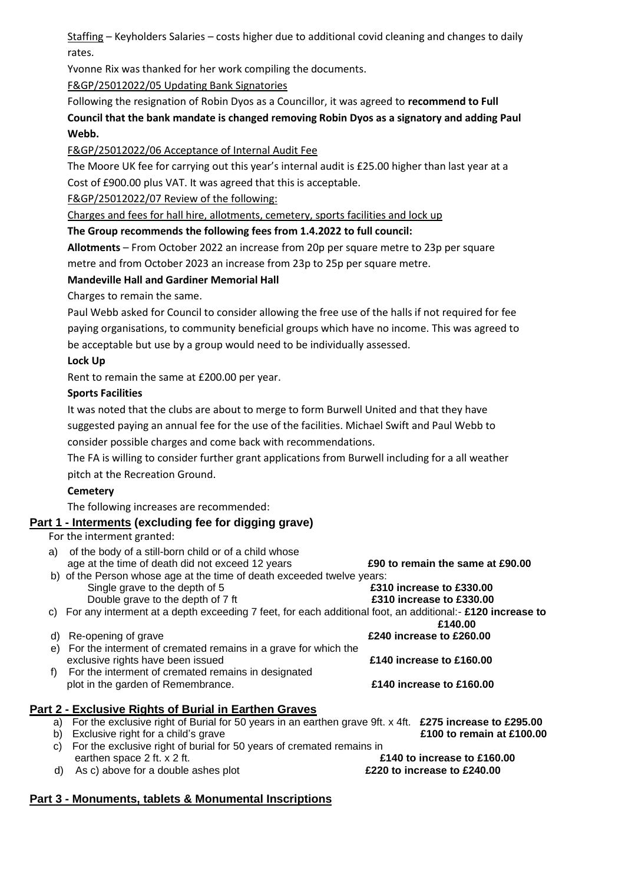Staffing – Keyholders Salaries – costs higher due to additional covid cleaning and changes to daily rates.

Yvonne Rix was thanked for her work compiling the documents.

F&GP/25012022/05 Updating Bank Signatories

Following the resignation of Robin Dyos as a Councillor, it was agreed to **recommend to Full Council that the bank mandate is changed removing Robin Dyos as a signatory and adding Paul Webb.**

F&GP/25012022/06 Acceptance of Internal Audit Fee

The Moore UK fee for carrying out this year's internal audit is £25.00 higher than last year at a Cost of £900.00 plus VAT. It was agreed that this is acceptable.

F&GP/25012022/07 Review of the following:

Charges and fees for hall hire, allotments, cemetery, sports facilities and lock up

**The Group recommends the following fees from 1.4.2022 to full council:**

**Allotments** – From October 2022 an increase from 20p per square metre to 23p per square metre and from October 2023 an increase from 23p to 25p per square metre.

**Mandeville Hall and Gardiner Memorial Hall**

Charges to remain the same.

Paul Webb asked for Council to consider allowing the free use of the halls if not required for fee paying organisations, to community beneficial groups which have no income. This was agreed to be acceptable but use by a group would need to be individually assessed.

**Lock Up**

Rent to remain the same at £200.00 per year.

**Sports Facilities**

It was noted that the clubs are about to merge to form Burwell United and that they have suggested paying an annual fee for the use of the facilities. Michael Swift and Paul Webb to consider possible charges and come back with recommendations.

The FA is willing to consider further grant applications from Burwell including for a all weather pitch at the Recreation Ground.

**Cemetery**

The following increases are recommended:

**Part 1 - Interments (excluding fee for digging grave)**

For the interment granted:

a) of the body of a still-born child or of a child whose age at the time of death did not exceed 12 years — **£90 to remain the same at £90.00**

b) of the Person whose age at the time of death exceeded twelve years:
   - Single grave to the depth of 5 — **£310 increase to £330.00**
   - Double grave to the depth of 7 ft — **£310 increase to £330.00**

c) For any interment at a depth exceeding 7 feet, for each additional foot, an additional:- **£120 increase to £140.00**

d) Re-opening of grave — **£240 increase to £260.00**

e) For the interment of cremated remains in a grave for which the exclusive rights have been issued — **£140 increase to £160.00**

f) For the interment of cremated remains in designated plot in the garden of Remembrance. — **£140 increase to £160.00**

**Part 2 - Exclusive Rights of Burial in Earthen Graves**

a) For the exclusive right of Burial for 50 years in an earthen grave 9ft. x 4ft. **£275 increase to £295.00**

b) Exclusive right for a child's grave — **£100 to remain at £100.00**

c) For the exclusive right of burial for 50 years of cremated remains in earthen space 2 ft. x 2 ft. — **£140 to increase to £160.00**

d) As c) above for a double ashes plot — **£220 to increase to £240.00**

**Part 3 - Monuments, tablets & Monumental Inscriptions**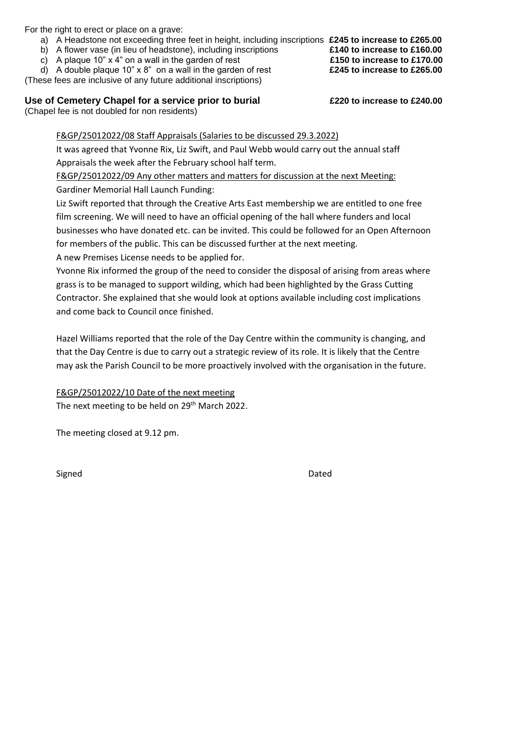For the right to erect or place on a grave:

a) A Headstone not exceeding three feet in height, including inscriptions **£245 to increase to £265.00**
b) A flower vase (in lieu of headstone), including inscriptions **£140 to increase to £160.00**
c) A plaque 10" x 4" on a wall in the garden of rest **£150 to increase to £170.00**
d) A double plaque 10" x 8" on a wall in the garden of rest **£245 to increase to £265.00**

(These fees are inclusive of any future additional inscriptions)

**Use of Cemetery Chapel for a service prior to burial** **£220 to increase to £240.00**

(Chapel fee is not doubled for non residents)

F&GP/25012022/08 Staff Appraisals (Salaries to be discussed 29.3.2022)

It was agreed that Yvonne Rix, Liz Swift, and Paul Webb would carry out the annual staff Appraisals the week after the February school half term.

F&GP/25012022/09 Any other matters and matters for discussion at the next Meeting:

Gardiner Memorial Hall Launch Funding:

Liz Swift reported that through the Creative Arts East membership we are entitled to one free film screening. We will need to have an official opening of the hall where funders and local businesses who have donated etc. can be invited. This could be followed for an Open Afternoon for members of the public. This can be discussed further at the next meeting.

A new Premises License needs to be applied for.

Yvonne Rix informed the group of the need to consider the disposal of arising from areas where grass is to be managed to support wilding, which had been highlighted by the Grass Cutting Contractor. She explained that she would look at options available including cost implications and come back to Council once finished.

Hazel Williams reported that the role of the Day Centre within the community is changing, and that the Day Centre is due to carry out a strategic review of its role. It is likely that the Centre may ask the Parish Council to be more proactively involved with the organisation in the future.

F&GP/25012022/10 Date of the next meeting

The next meeting to be held on 29th March 2022.

The meeting closed at 9.12 pm.

Signed Dated